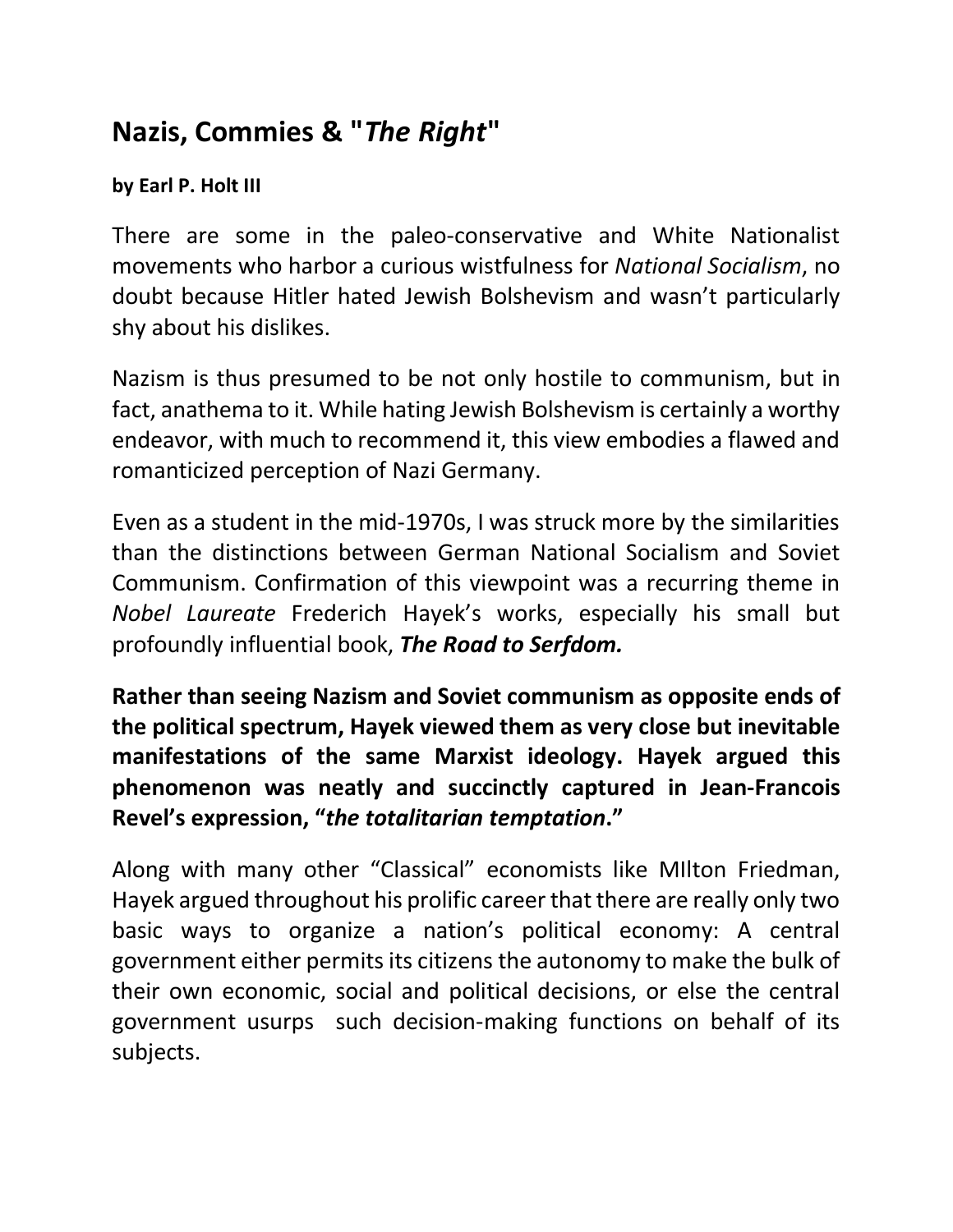# Nazis, Commies & "*The Right*"

**by Earl P. Holt III**

There are some in the paleo-conservative and White Nationalist movements who harbor a curious wistfulness for *National Socialism*, no doubt because Hitler hated Jewish Bolshevism and wasn't particularly shy about his dislikes.

Nazism is thus presumed to be not only hostile to communism, but in fact, anathema to it. While hating Jewish Bolshevism is certainly a worthy endeavor, with much to recommend it, this view embodies a flawed and romanticized perception of Nazi Germany.

Even as a student in the mid-1970s, I was struck more by the similarities than the distinctions between German National Socialism and Soviet Communism. Confirmation of this viewpoint was a recurring theme in *Nobel Laureate* Frederich Hayek's works, especially his small but profoundly influential book, ***The Road to Serfdom.***

**Rather than seeing Nazism and Soviet communism as opposite ends of the political spectrum, Hayek viewed them as very close but inevitable manifestations of the same Marxist ideology. Hayek argued this phenomenon was neatly and succinctly captured in Jean-Francois Revel's expression, "*the totalitarian temptation*."**

Along with many other "Classical" economists like MIlton Friedman, Hayek argued throughout his prolific career that there are really only two basic ways to organize a nation's political economy: A central government either permits its citizens the autonomy to make the bulk of their own economic, social and political decisions, or else the central government usurps such decision-making functions on behalf of its subjects.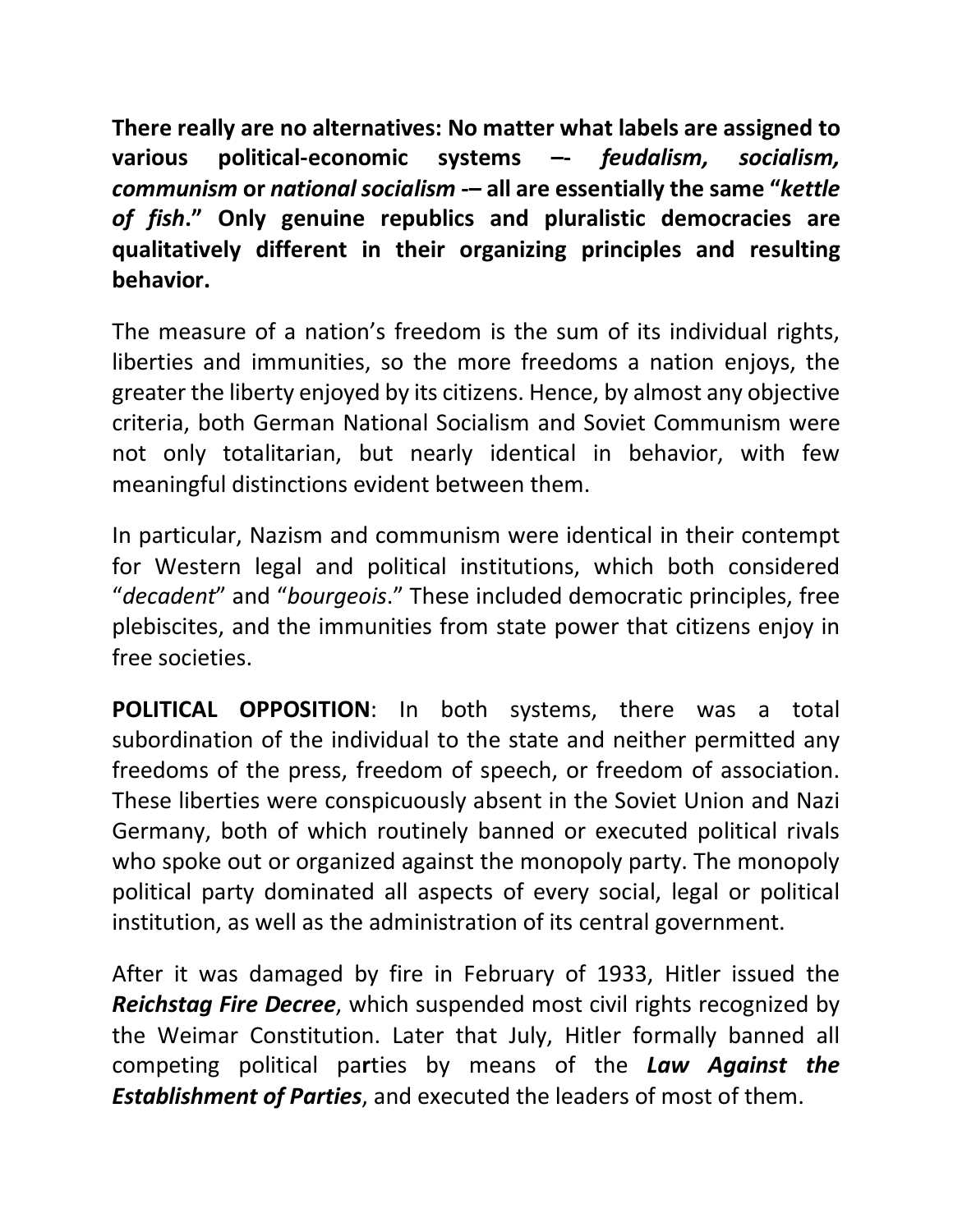**There really are no alternatives: No matter what labels are assigned to various political-economic systems –- *feudalism, socialism, communism* or *national socialism* -– all are essentially the same "*kettle of fish*." Only genuine republics and pluralistic democracies are qualitatively different in their organizing principles and resulting behavior.**

The measure of a nation's freedom is the sum of its individual rights, liberties and immunities, so the more freedoms a nation enjoys, the greater the liberty enjoyed by its citizens. Hence, by almost any objective criteria, both German National Socialism and Soviet Communism were not only totalitarian, but nearly identical in behavior, with few meaningful distinctions evident between them.

In particular, Nazism and communism were identical in their contempt for Western legal and political institutions, which both considered "*decadent*" and "*bourgeois*." These included democratic principles, free plebiscites, and the immunities from state power that citizens enjoy in free societies.

**POLITICAL OPPOSITION**: In both systems, there was a total subordination of the individual to the state and neither permitted any freedoms of the press, freedom of speech, or freedom of association. These liberties were conspicuously absent in the Soviet Union and Nazi Germany, both of which routinely banned or executed political rivals who spoke out or organized against the monopoly party. The monopoly political party dominated all aspects of every social, legal or political institution, as well as the administration of its central government.

After it was damaged by fire in February of 1933, Hitler issued the ***Reichstag Fire Decree***, which suspended most civil rights recognized by the Weimar Constitution. Later that July, Hitler formally banned all competing political parties by means of the ***Law Against the Establishment of Parties***, and executed the leaders of most of them.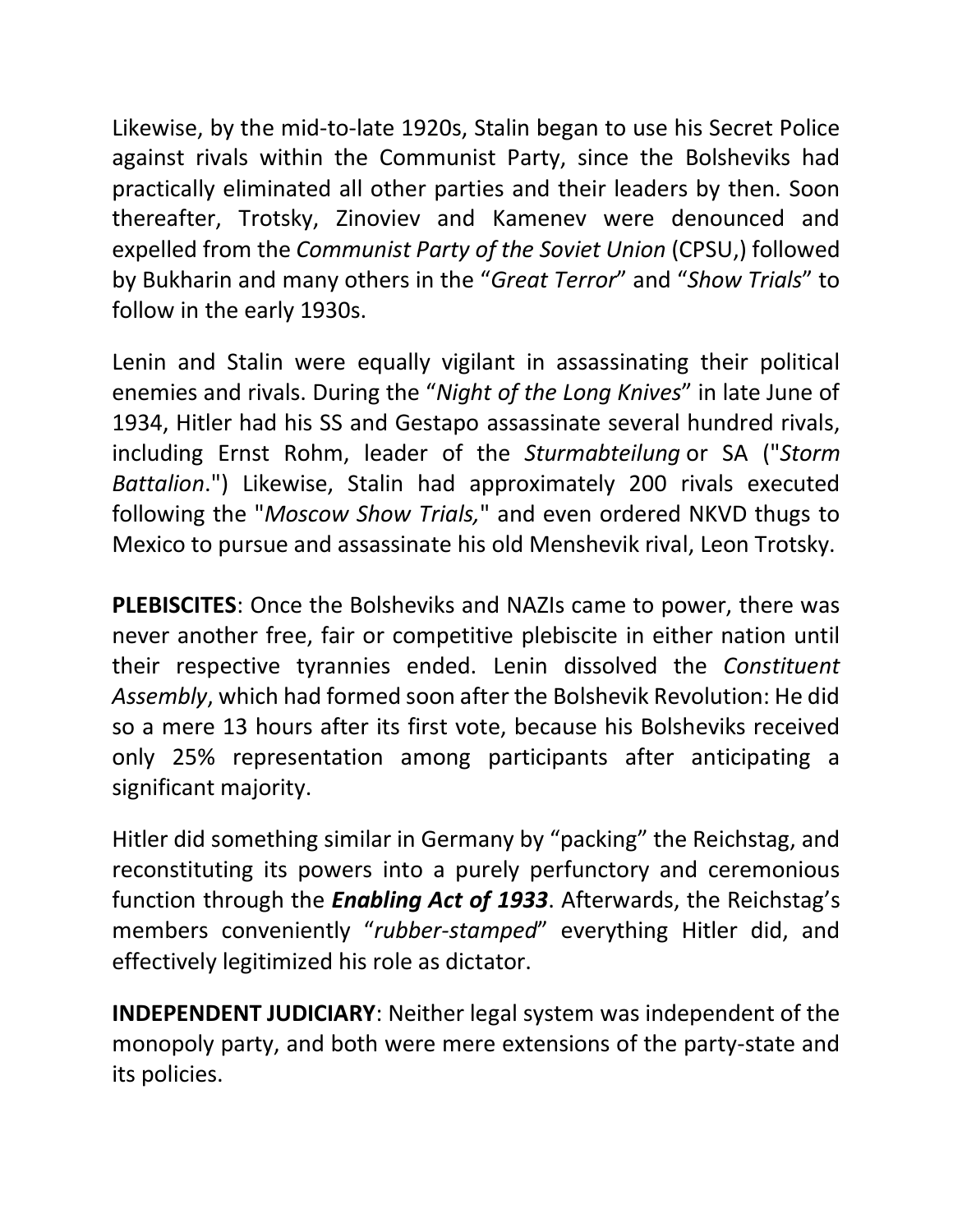Likewise, by the mid-to-late 1920s, Stalin began to use his Secret Police against rivals within the Communist Party, since the Bolsheviks had practically eliminated all other parties and their leaders by then. Soon thereafter, Trotsky, Zinoviev and Kamenev were denounced and expelled from the *Communist Party of the Soviet Union* (CPSU,) followed by Bukharin and many others in the "*Great Terror*" and "*Show Trials*" to follow in the early 1930s.

Lenin and Stalin were equally vigilant in assassinating their political enemies and rivals. During the "*Night of the Long Knives*" in late June of 1934, Hitler had his SS and Gestapo assassinate several hundred rivals, including Ernst Rohm, leader of the *Sturmabteilung* or SA ("*Storm Battalion*.") Likewise, Stalin had approximately 200 rivals executed following the "*Moscow Show Trials,*" and even ordered NKVD thugs to Mexico to pursue and assassinate his old Menshevik rival, Leon Trotsky.

**PLEBISCITES**: Once the Bolsheviks and NAZIs came to power, there was never another free, fair or competitive plebiscite in either nation until their respective tyrannies ended. Lenin dissolved the *Constituent Assembly*, which had formed soon after the Bolshevik Revolution: He did so a mere 13 hours after its first vote, because his Bolsheviks received only 25% representation among participants after anticipating a significant majority.

Hitler did something similar in Germany by "packing" the Reichstag, and reconstituting its powers into a purely perfunctory and ceremonious function through the ***Enabling Act of 1933***. Afterwards, the Reichstag's members conveniently "*rubber-stamped*" everything Hitler did, and effectively legitimized his role as dictator.

**INDEPENDENT JUDICIARY**: Neither legal system was independent of the monopoly party, and both were mere extensions of the party-state and its policies.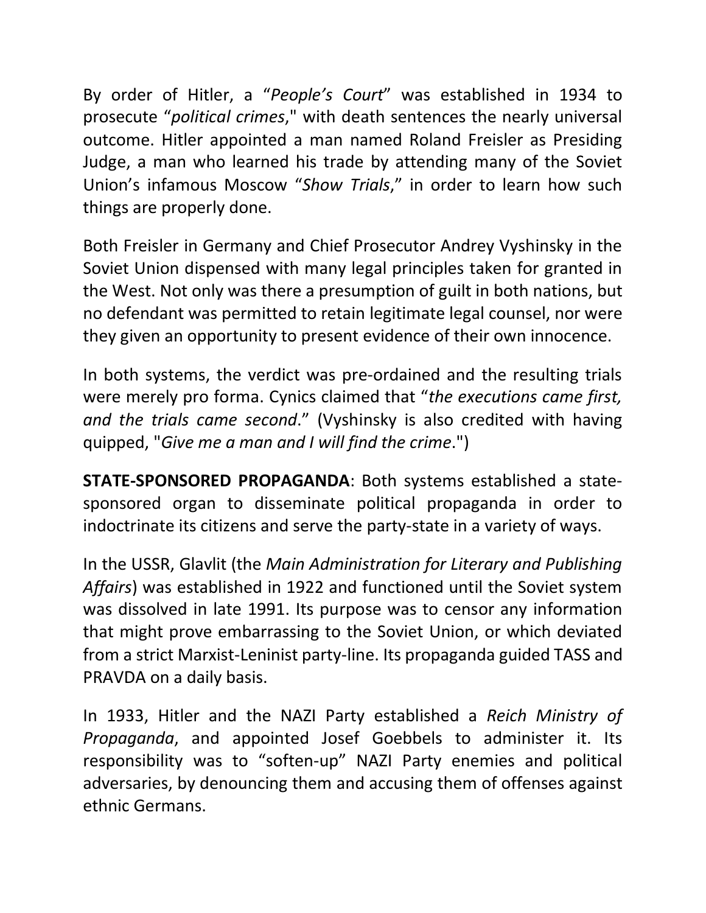By order of Hitler, a "*People's Court*" was established in 1934 to prosecute "*political crimes*," with death sentences the nearly universal outcome. Hitler appointed a man named Roland Freisler as Presiding Judge, a man who learned his trade by attending many of the Soviet Union's infamous Moscow "*Show Trials*," in order to learn how such things are properly done.

Both Freisler in Germany and Chief Prosecutor Andrey Vyshinsky in the Soviet Union dispensed with many legal principles taken for granted in the West. Not only was there a presumption of guilt in both nations, but no defendant was permitted to retain legitimate legal counsel, nor were they given an opportunity to present evidence of their own innocence.

In both systems, the verdict was pre-ordained and the resulting trials were merely pro forma. Cynics claimed that "*the executions came first, and the trials came second*." (Vyshinsky is also credited with having quipped, "*Give me a man and I will find the crime*.")

**STATE-SPONSORED PROPAGANDA**: Both systems established a state-sponsored organ to disseminate political propaganda in order to indoctrinate its citizens and serve the party-state in a variety of ways.

In the USSR, Glavlit (the *Main Administration for Literary and Publishing Affairs*) was established in 1922 and functioned until the Soviet system was dissolved in late 1991. Its purpose was to censor any information that might prove embarrassing to the Soviet Union, or which deviated from a strict Marxist-Leninist party-line. Its propaganda guided TASS and PRAVDA on a daily basis.

In 1933, Hitler and the NAZI Party established a *Reich Ministry of Propaganda*, and appointed Josef Goebbels to administer it. Its responsibility was to "soften-up" NAZI Party enemies and political adversaries, by denouncing them and accusing them of offenses against ethnic Germans.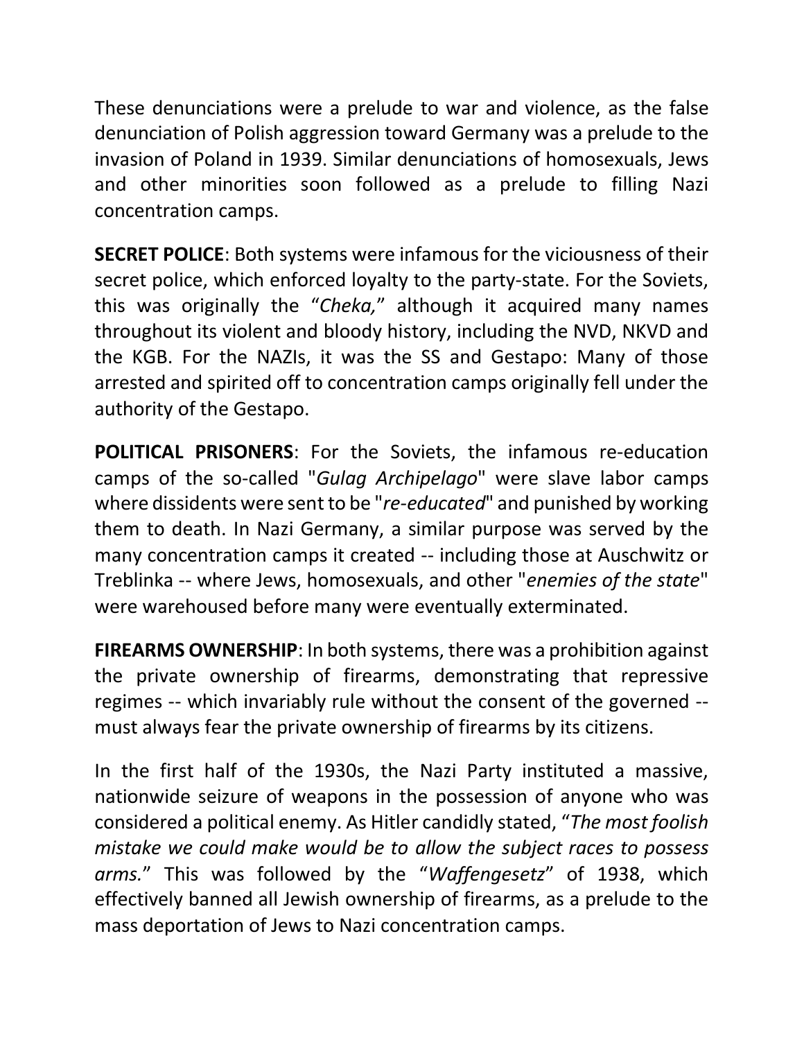These denunciations were a prelude to war and violence, as the false denunciation of Polish aggression toward Germany was a prelude to the invasion of Poland in 1939. Similar denunciations of homosexuals, Jews and other minorities soon followed as a prelude to filling Nazi concentration camps.

**SECRET POLICE**: Both systems were infamous for the viciousness of their secret police, which enforced loyalty to the party-state. For the Soviets, this was originally the "*Cheka,*" although it acquired many names throughout its violent and bloody history, including the NVD, NKVD and the KGB. For the NAZIs, it was the SS and Gestapo: Many of those arrested and spirited off to concentration camps originally fell under the authority of the Gestapo.

**POLITICAL PRISONERS**: For the Soviets, the infamous re-education camps of the so-called "*Gulag Archipelago*" were slave labor camps where dissidents were sent to be "*re-educated*" and punished by working them to death. In Nazi Germany, a similar purpose was served by the many concentration camps it created -- including those at Auschwitz or Treblinka -- where Jews, homosexuals, and other "*enemies of the state*" were warehoused before many were eventually exterminated.

**FIREARMS OWNERSHIP**: In both systems, there was a prohibition against the private ownership of firearms, demonstrating that repressive regimes -- which invariably rule without the consent of the governed -- must always fear the private ownership of firearms by its citizens.

In the first half of the 1930s, the Nazi Party instituted a massive, nationwide seizure of weapons in the possession of anyone who was considered a political enemy. As Hitler candidly stated, "*The most foolish mistake we could make would be to allow the subject races to possess arms.*" This was followed by the "*Waffengesetz*" of 1938, which effectively banned all Jewish ownership of firearms, as a prelude to the mass deportation of Jews to Nazi concentration camps.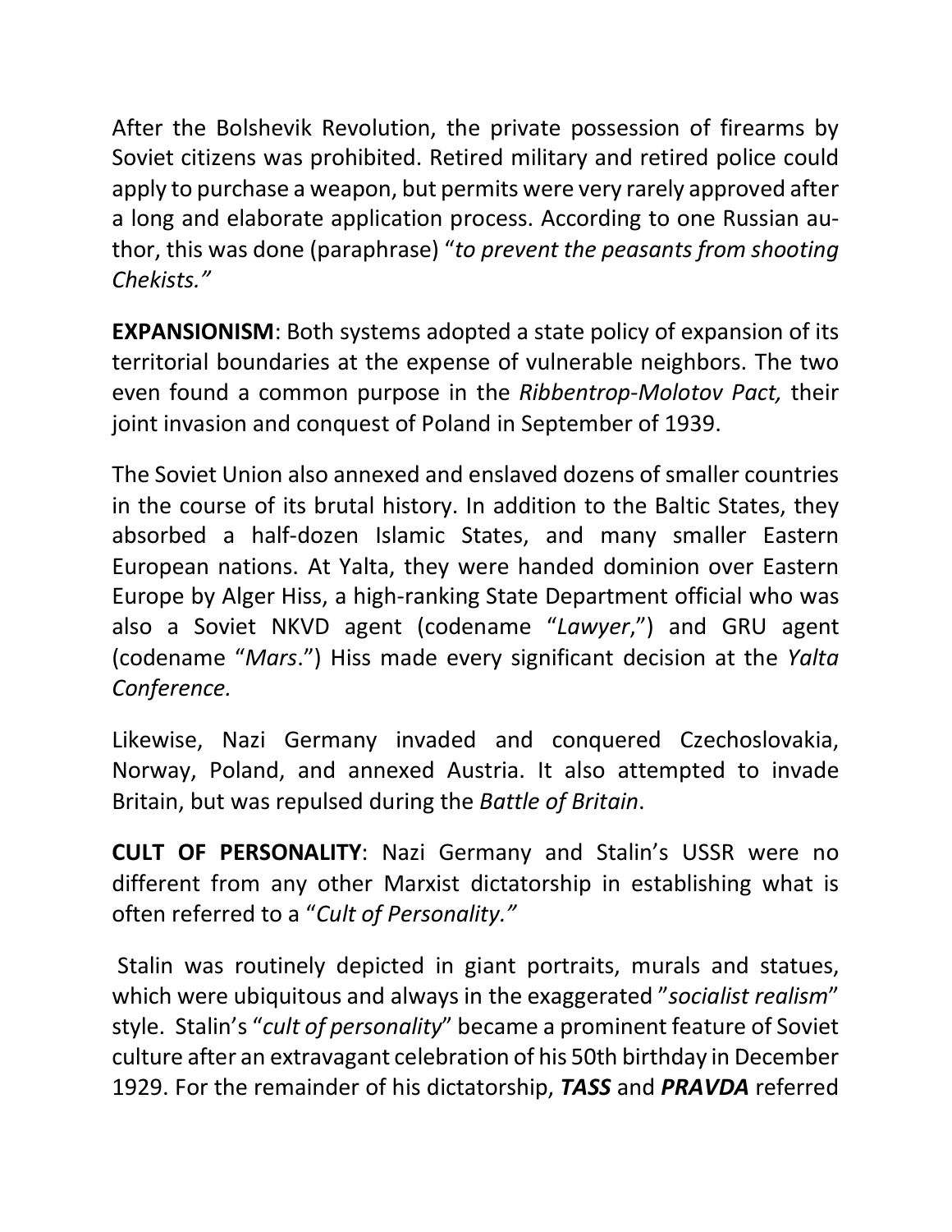After the Bolshevik Revolution, the private possession of firearms by Soviet citizens was prohibited. Retired military and retired police could apply to purchase a weapon, but permits were very rarely approved after a long and elaborate application process. According to one Russian author, this was done (paraphrase) "*to prevent the peasants from shooting Chekists.*"

**EXPANSIONISM**: Both systems adopted a state policy of expansion of its territorial boundaries at the expense of vulnerable neighbors. The two even found a common purpose in the *Ribbentrop-Molotov Pact,* their joint invasion and conquest of Poland in September of 1939.

The Soviet Union also annexed and enslaved dozens of smaller countries in the course of its brutal history. In addition to the Baltic States, they absorbed a half-dozen Islamic States, and many smaller Eastern European nations. At Yalta, they were handed dominion over Eastern Europe by Alger Hiss, a high-ranking State Department official who was also a Soviet NKVD agent (codename "*Lawyer*,") and GRU agent (codename "*Mars*.") Hiss made every significant decision at the *Yalta Conference.*

Likewise, Nazi Germany invaded and conquered Czechoslovakia, Norway, Poland, and annexed Austria. It also attempted to invade Britain, but was repulsed during the *Battle of Britain*.

**CULT OF PERSONALITY**: Nazi Germany and Stalin's USSR were no different from any other Marxist dictatorship in establishing what is often referred to a "*Cult of Personality.*"

Stalin was routinely depicted in giant portraits, murals and statues, which were ubiquitous and always in the exaggerated "*socialist realism*" style. Stalin's "*cult of personality*" became a prominent feature of Soviet culture after an extravagant celebration of his 50th birthday in December 1929. For the remainder of his dictatorship, ***TASS*** and ***PRAVDA*** referred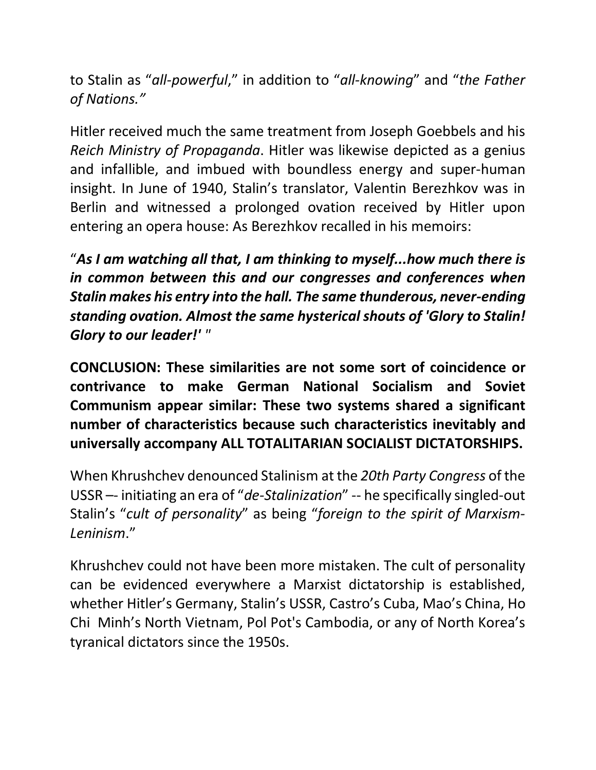to Stalin as "*all-powerful*," in addition to "*all-knowing*" and "*the Father of Nations.*"

Hitler received much the same treatment from Joseph Goebbels and his *Reich Ministry of Propaganda*. Hitler was likewise depicted as a genius and infallible, and imbued with boundless energy and super-human insight. In June of 1940, Stalin's translator, Valentin Berezhkov was in Berlin and witnessed a prolonged ovation received by Hitler upon entering an opera house: As Berezhkov recalled in his memoirs:

"***As I am watching all that, I am thinking to myself...how much there is in common between this and our congresses and conferences when Stalin makes his entry into the hall. The same thunderous, never-ending standing ovation. Almost the same hysterical shouts of 'Glory to Stalin! Glory to our leader!'*** "

**CONCLUSION: These similarities are not some sort of coincidence or contrivance to make German National Socialism and Soviet Communism appear similar: These two systems shared a significant number of characteristics because such characteristics inevitably and universally accompany ALL TOTALITARIAN SOCIALIST DICTATORSHIPS.**

When Khrushchev denounced Stalinism at the *20th Party Congress* of the USSR –- initiating an era of "*de-Stalinization*" -- he specifically singled-out Stalin's "*cult of personality*" as being "*foreign to the spirit of Marxism-Leninism*."

Khrushchev could not have been more mistaken. The cult of personality can be evidenced everywhere a Marxist dictatorship is established, whether Hitler's Germany, Stalin's USSR, Castro's Cuba, Mao's China, Ho Chi Minh's North Vietnam, Pol Pot's Cambodia, or any of North Korea's tyranical dictators since the 1950s.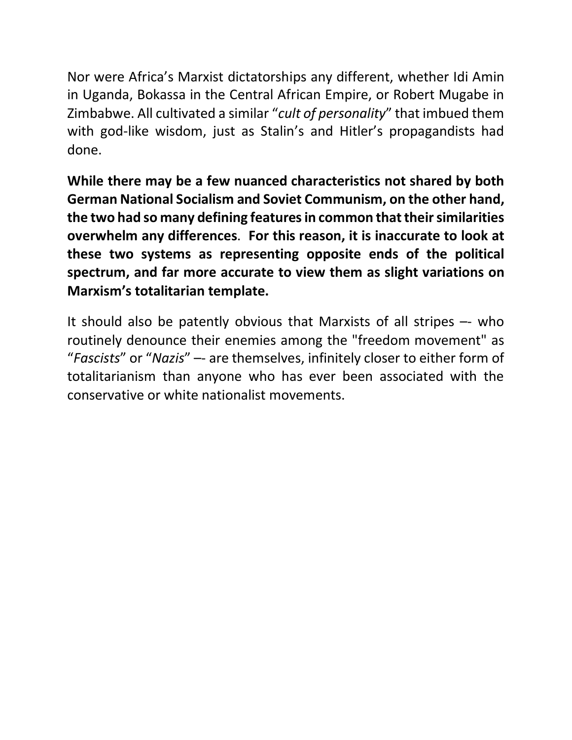Nor were Africa's Marxist dictatorships any different, whether Idi Amin in Uganda, Bokassa in the Central African Empire, or Robert Mugabe in Zimbabwe. All cultivated a similar "*cult of personality*" that imbued them with god-like wisdom, just as Stalin's and Hitler's propagandists had done.

**While there may be a few nuanced characteristics not shared by both German National Socialism and Soviet Communism, on the other hand, the two had so many defining features in common that their similarities overwhelm any differences**. **For this reason, it is inaccurate to look at these two systems as representing opposite ends of the political spectrum, and far more accurate to view them as slight variations on Marxism's totalitarian template.**

It should also be patently obvious that Marxists of all stripes –- who routinely denounce their enemies among the "freedom movement" as "*Fascists*" or "*Nazis*" –- are themselves, infinitely closer to either form of totalitarianism than anyone who has ever been associated with the conservative or white nationalist movements.